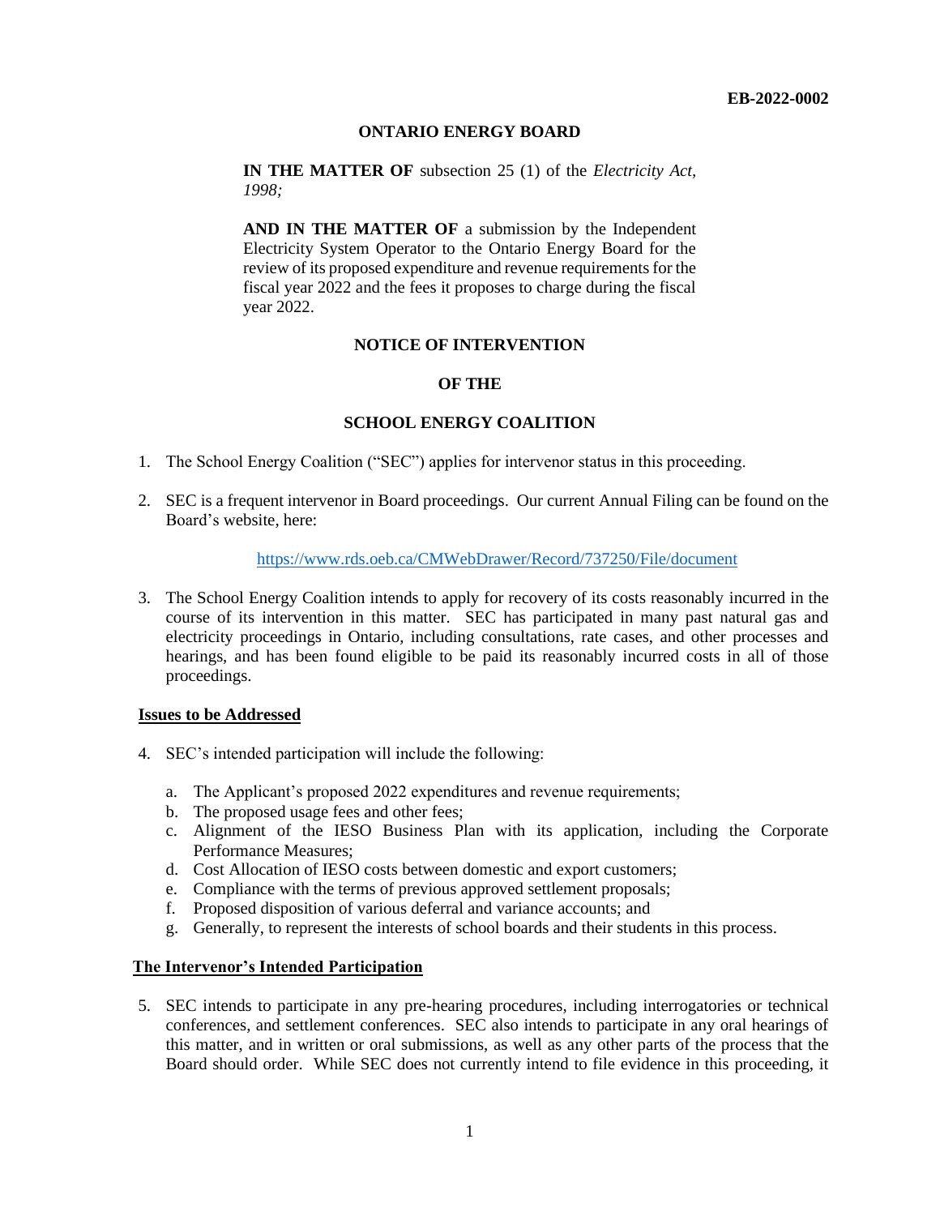**EB-2022-0002**

**ONTARIO ENERGY BOARD**

**IN THE MATTER OF** subsection 25 (1) of the *Electricity Act, 1998;*

**AND IN THE MATTER OF** a submission by the Independent Electricity System Operator to the Ontario Energy Board for the review of its proposed expenditure and revenue requirements for the fiscal year 2022 and the fees it proposes to charge during the fiscal year 2022.

**NOTICE OF INTERVENTION**

**OF THE**

**SCHOOL ENERGY COALITION**

1. The School Energy Coalition ("SEC") applies for intervenor status in this proceeding.

2. SEC is a frequent intervenor in Board proceedings. Our current Annual Filing can be found on the Board's website, here:

   https://www.rds.oeb.ca/CMWebDrawer/Record/737250/File/document

3. The School Energy Coalition intends to apply for recovery of its costs reasonably incurred in the course of its intervention in this matter. SEC has participated in many past natural gas and electricity proceedings in Ontario, including consultations, rate cases, and other processes and hearings, and has been found eligible to be paid its reasonably incurred costs in all of those proceedings.

**Issues to be Addressed**

4. SEC's intended participation will include the following:

   a. The Applicant's proposed 2022 expenditures and revenue requirements;
   b. The proposed usage fees and other fees;
   c. Alignment of the IESO Business Plan with its application, including the Corporate Performance Measures;
   d. Cost Allocation of IESO costs between domestic and export customers;
   e. Compliance with the terms of previous approved settlement proposals;
   f. Proposed disposition of various deferral and variance accounts; and
   g. Generally, to represent the interests of school boards and their students in this process.

**The Intervenor's Intended Participation**

5. SEC intends to participate in any pre-hearing procedures, including interrogatories or technical conferences, and settlement conferences. SEC also intends to participate in any oral hearings of this matter, and in written or oral submissions, as well as any other parts of the process that the Board should order. While SEC does not currently intend to file evidence in this proceeding, it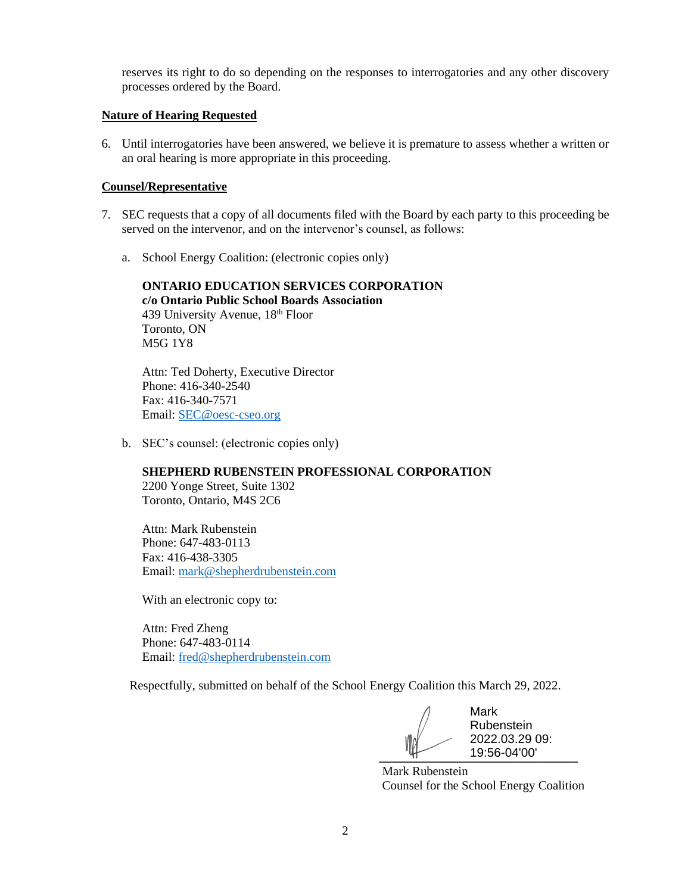reserves its right to do so depending on the responses to interrogatories and any other discovery processes ordered by the Board.

**Nature of Hearing Requested**

6. Until interrogatories have been answered, we believe it is premature to assess whether a written or an oral hearing is more appropriate in this proceeding.

**Counsel/Representative**

7. SEC requests that a copy of all documents filed with the Board by each party to this proceeding be served on the intervenor, and on the intervenor's counsel, as follows:

   a. School Energy Coalition: (electronic copies only)

      **ONTARIO EDUCATION SERVICES CORPORATION**
      **c/o Ontario Public School Boards Association**
      439 University Avenue, 18th Floor
      Toronto, ON
      M5G 1Y8

      Attn: Ted Doherty, Executive Director
      Phone: 416-340-2540
      Fax: 416-340-7571
      Email: SEC@oesc-cseo.org

   b. SEC's counsel: (electronic copies only)

      **SHEPHERD RUBENSTEIN PROFESSIONAL CORPORATION**
      2200 Yonge Street, Suite 1302
      Toronto, Ontario, M4S 2C6

      Attn: Mark Rubenstein
      Phone: 647-483-0113
      Fax: 416-438-3305
      Email: mark@shepherdrubenstein.com

      With an electronic copy to:

      Attn: Fred Zheng
      Phone: 647-483-0114
      Email: fred@shepherdrubenstein.com

Respectfully, submitted on behalf of the School Energy Coalition this March 29, 2022.

Mark Rubenstein
2022.03.29 09:19:56-04'00'

Mark Rubenstein
Counsel for the School Energy Coalition